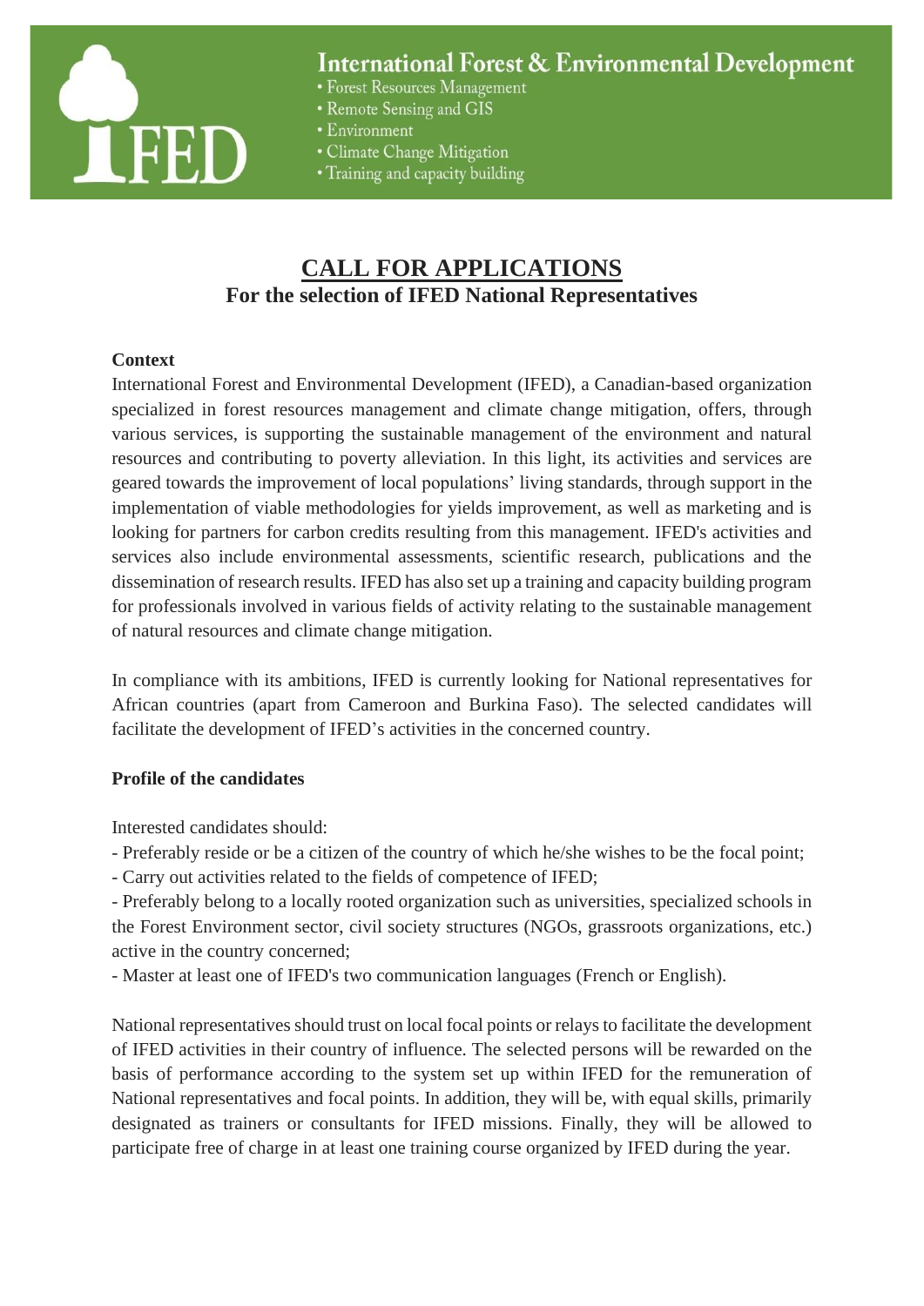# International Forest & Environmental Development

- Forest Resources Management
- Remote Sensing and GIS
- Environment
- Climate Change Mitigation
- Training and capacity building

## CALL FOR APPLICATIONS
### For the selection of IFED National Representatives

**Context**

International Forest and Environmental Development (IFED), a Canadian-based organization specialized in forest resources management and climate change mitigation, offers, through various services, is supporting the sustainable management of the environment and natural resources and contributing to poverty alleviation. In this light, its activities and services are geared towards the improvement of local populations' living standards, through support in the implementation of viable methodologies for yields improvement, as well as marketing and is looking for partners for carbon credits resulting from this management. IFED's activities and services also include environmental assessments, scientific research, publications and the dissemination of research results. IFED has also set up a training and capacity building program for professionals involved in various fields of activity relating to the sustainable management of natural resources and climate change mitigation.

In compliance with its ambitions, IFED is currently looking for National representatives for African countries (apart from Cameroon and Burkina Faso). The selected candidates will facilitate the development of IFED's activities in the concerned country.

**Profile of the candidates**

Interested candidates should:

- Preferably reside or be a citizen of the country of which he/she wishes to be the focal point;
- Carry out activities related to the fields of competence of IFED;
- Preferably belong to a locally rooted organization such as universities, specialized schools in the Forest Environment sector, civil society structures (NGOs, grassroots organizations, etc.) active in the country concerned;
- Master at least one of IFED's two communication languages (French or English).

National representatives should trust on local focal points or relays to facilitate the development of IFED activities in their country of influence. The selected persons will be rewarded on the basis of performance according to the system set up within IFED for the remuneration of National representatives and focal points. In addition, they will be, with equal skills, primarily designated as trainers or consultants for IFED missions. Finally, they will be allowed to participate free of charge in at least one training course organized by IFED during the year.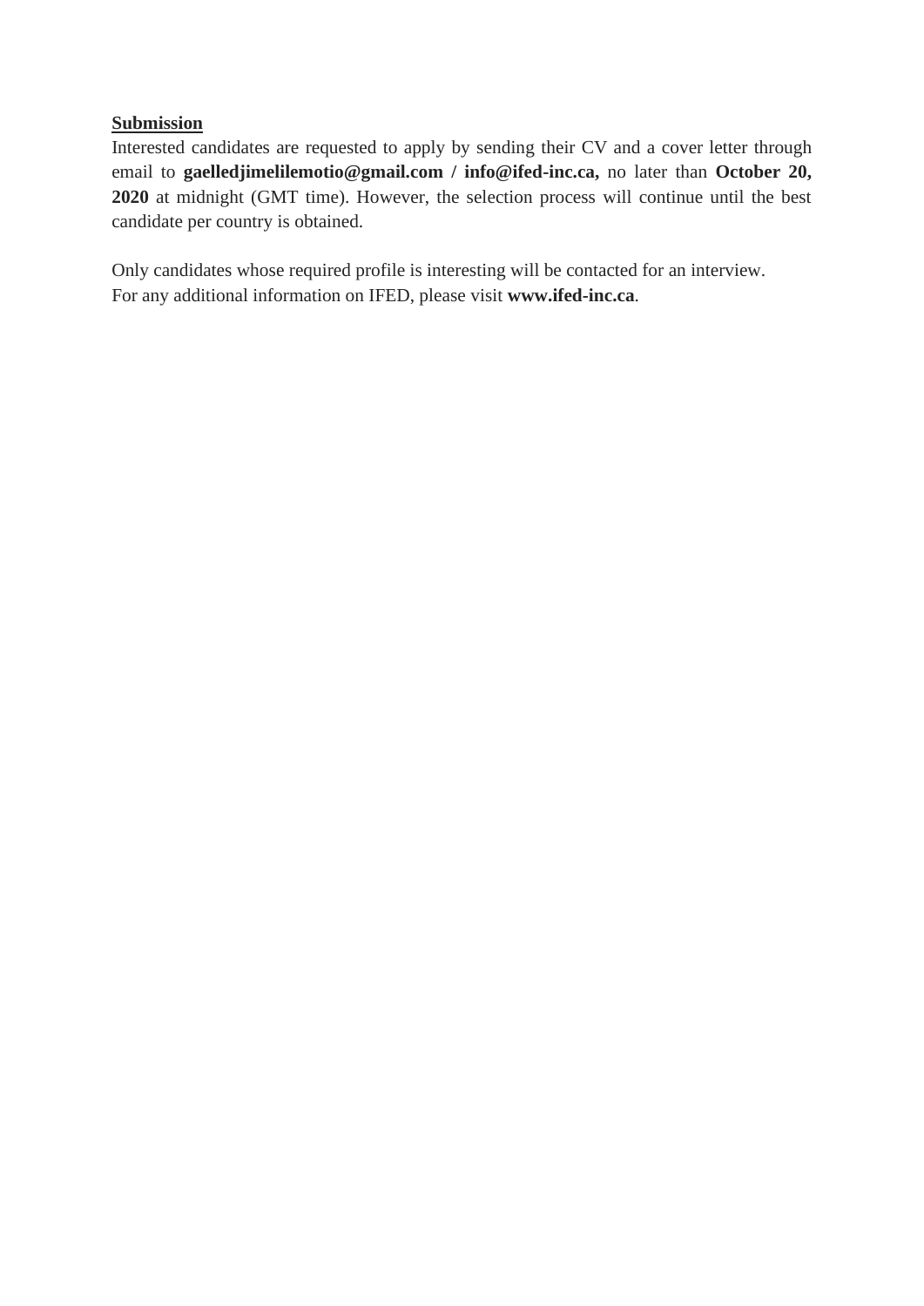**Submission**

Interested candidates are requested to apply by sending their CV and a cover letter through email to **gaelledjimelilemotio@gmail.com / info@ifed-inc.ca,** no later than **October 20, 2020** at midnight (GMT time). However, the selection process will continue until the best candidate per country is obtained.

Only candidates whose required profile is interesting will be contacted for an interview.
For any additional information on IFED, please visit **www.ifed-inc.ca**.